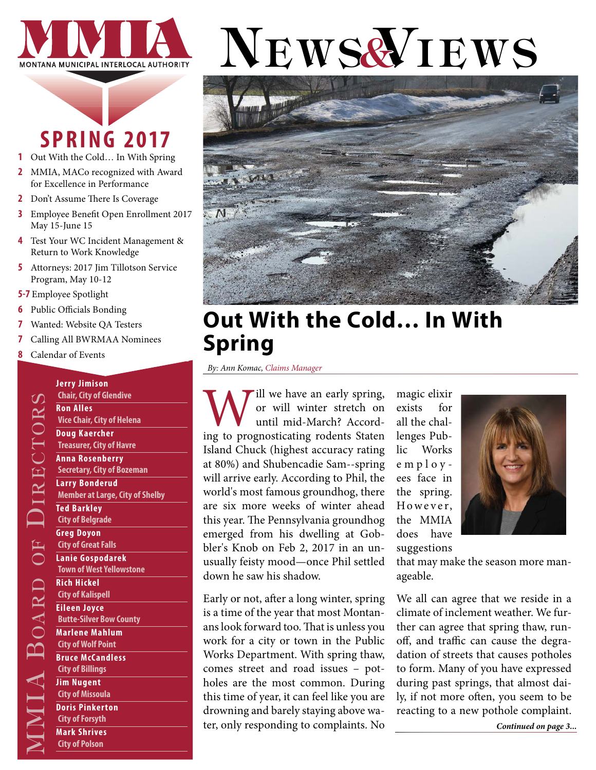# MMIA

MONTANA MUNICIPAL INTERLOCAL AUTHORITY

# News & Views

## SPRING 2017

- **1** Out With the Cold… In With Spring
- **2** MMIA, MACo recognized with Award for Excellence in Performance
- **2** Don't Assume There Is Coverage
- **3** Employee Benefit Open Enrollment 2017 May 15-June 15
- **4** Test Your WC Incident Management & Return to Work Knowledge
- **5** Attorneys: 2017 Jim Tillotson Service Program, May 10-12
- **5-7** Employee Spotlight
- **6** Public Officials Bonding
- **7** Wanted: Website QA Testers
- **7** Calling All BWRMAA Nominees
- **8** Calendar of Events

### MMIA Board of Directors

- **Jerry Jimison**, Chair, City of Glendive
- **Ron Alles**, Vice Chair, City of Helena
- **Doug Kaercher**, Treasurer, City of Havre
- **Anna Rosenberry**, Secretary, City of Bozeman
- **Larry Bonderud**, Member at Large, City of Shelby
- **Ted Barkley**, City of Belgrade
- **Greg Doyon**, City of Great Falls
- **Lanie Gospodarek**, Town of West Yellowstone
- **Rich Hickel**, City of Kalispell
- **Eileen Joyce**, Butte-Silver Bow County
- **Marlene Mahlum**, City of Wolf Point
- **Bruce McCandless**, City of Billings
- **Jim Nugent**, City of Missoula
- **Doris Pinkerton**, City of Forsyth
- **Mark Shrives**, City of Polson

## Out With the Cold… In With Spring

*By: Ann Komac, Claims Manager*

Will we have an early spring, or will winter stretch on until mid-March? According to prognosticating rodents Staten Island Chuck (highest accuracy rating at 80%) and Shubencadie Sam--spring will arrive early. According to Phil, the world's most famous groundhog, there are six more weeks of winter ahead this year. The Pennsylvania groundhog emerged from his dwelling at Gobbler's Knob on Feb 2, 2017 in an unusually feisty mood—once Phil settled down he saw his shadow.

Early or not, after a long winter, spring is a time of the year that most Montanans look forward too. That is unless you work for a city or town in the Public Works Department. With spring thaw, comes street and road issues – potholes are the most common. During this time of year, it can feel like you are drowning and barely staying above water, only responding to complaints. No magic elixir exists for all the challenges Public Works employees face in the spring. However, the MMIA does have suggestions that may make the season more manageable.

We all can agree that we reside in a climate of inclement weather. We further can agree that spring thaw, runoff, and traffic can cause the degradation of streets that causes potholes to form. Many of you have expressed during past springs, that almost daily, if not more often, you seem to be reacting to a new pothole complaint.

*Continued on page 3...*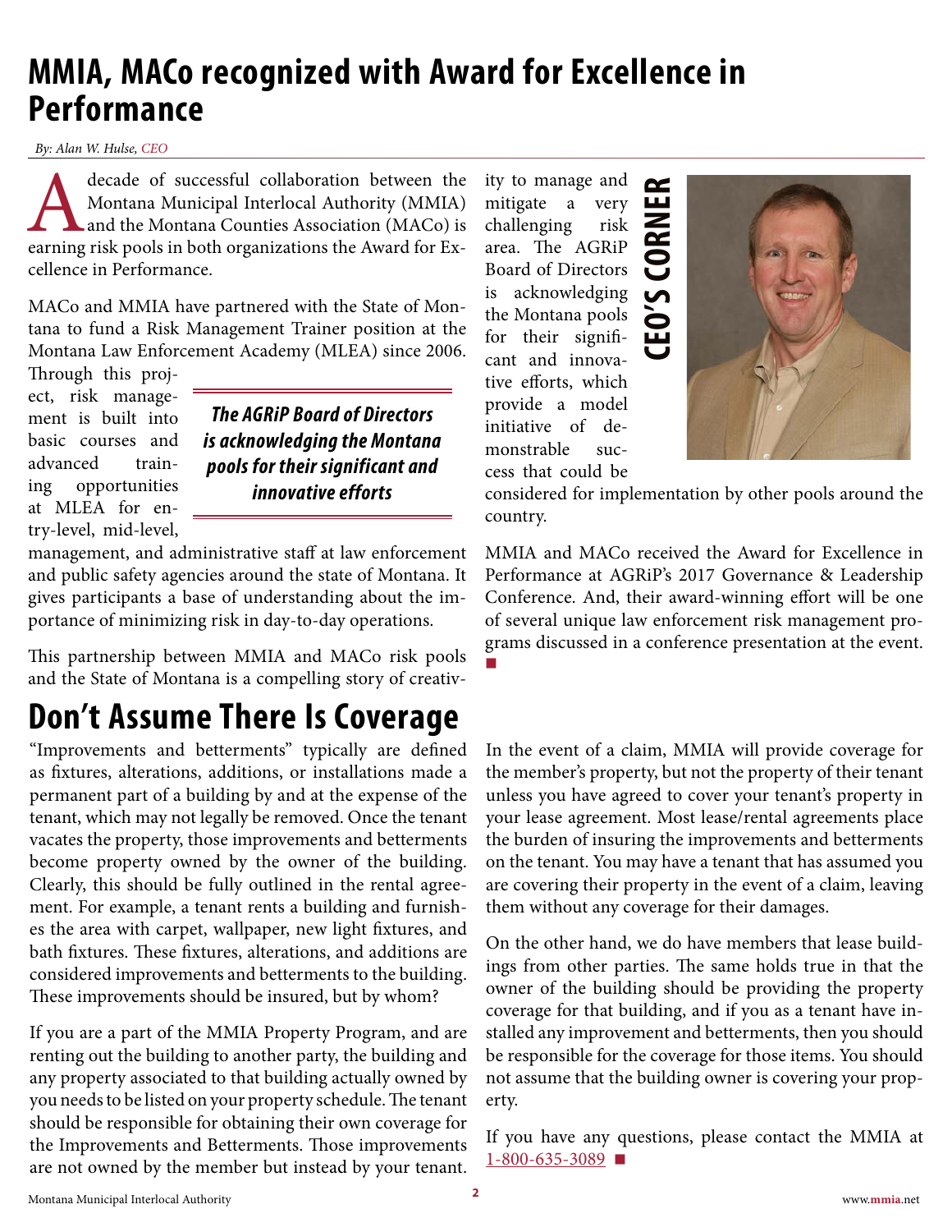# MMIA, MACo recognized with Award for Excellence in Performance

*By: Alan W. Hulse, CEO*

A decade of successful collaboration between the Montana Municipal Interlocal Authority (MMIA) and the Montana Counties Association (MACo) is earning risk pools in both organizations the Award for Excellence in Performance.

MACo and MMIA have partnered with the State of Montana to fund a Risk Management Trainer position at the Montana Law Enforcement Academy (MLEA) since 2006. Through this project, risk management is built into basic courses and advanced training opportunities at MLEA for entry-level, mid-level, management, and administrative staff at law enforcement and public safety agencies around the state of Montana. It gives participants a base of understanding about the importance of minimizing risk in day-to-day operations.

> ***The AGRiP Board of Directors is acknowledging the Montana pools for their significant and innovative efforts***

This partnership between MMIA and MACo risk pools and the State of Montana is a compelling story of creativity to manage and mitigate a very challenging risk area. The AGRiP Board of Directors is acknowledging the Montana pools for their significant and innovative efforts, which provide a model initiative of demonstrable success that could be considered for implementation by other pools around the country.

MMIA and MACo received the Award for Excellence in Performance at AGRiP's 2017 Governance & Leadership Conference. And, their award-winning effort will be one of several unique law enforcement risk management programs discussed in a conference presentation at the event. ■

**CEO'S CORNER**

# Don't Assume There Is Coverage

"Improvements and betterments" typically are defined as fixtures, alterations, additions, or installations made a permanent part of a building by and at the expense of the tenant, which may not legally be removed. Once the tenant vacates the property, those improvements and betterments become property owned by the owner of the building. Clearly, this should be fully outlined in the rental agreement. For example, a tenant rents a building and furnishes the area with carpet, wallpaper, new light fixtures, and bath fixtures. These fixtures, alterations, and additions are considered improvements and betterments to the building. These improvements should be insured, but by whom?

If you are a part of the MMIA Property Program, and are renting out the building to another party, the building and any property associated to that building actually owned by you needs to be listed on your property schedule. The tenant should be responsible for obtaining their own coverage for the Improvements and Betterments. Those improvements are not owned by the member but instead by your tenant.

In the event of a claim, MMIA will provide coverage for the member's property, but not the property of their tenant unless you have agreed to cover your tenant's property in your lease agreement. Most lease/rental agreements place the burden of insuring the improvements and betterments on the tenant. You may have a tenant that has assumed you are covering their property in the event of a claim, leaving them without any coverage for their damages.

On the other hand, we do have members that lease buildings from other parties. The same holds true in that the owner of the building should be providing the property coverage for that building, and if you as a tenant have installed any improvement and betterments, then you should be responsible for the coverage for those items. You should not assume that the building owner is covering your property.

If you have any questions, please contact the MMIA at 1-800-635-3089 ■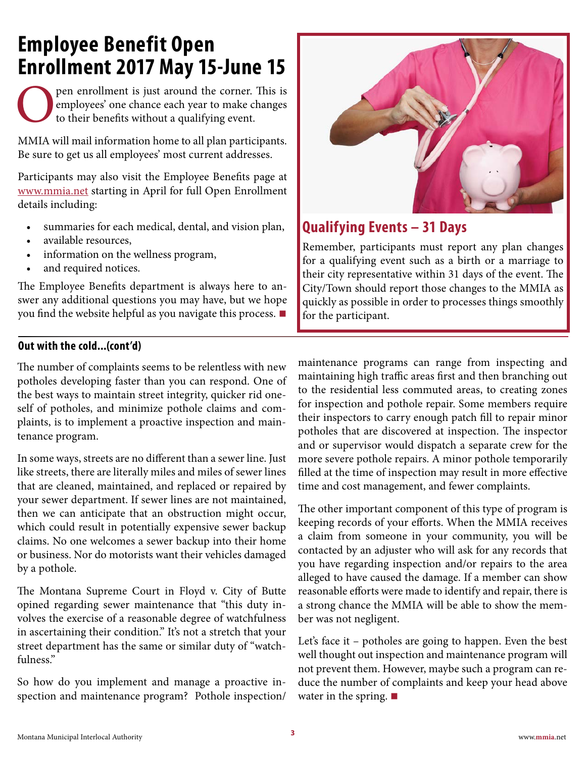# Employee Benefit Open Enrollment 2017 May 15-June 15

Open enrollment is just around the corner. This is employees' one chance each year to make changes to their benefits without a qualifying event.

MMIA will mail information home to all plan participants. Be sure to get us all employees' most current addresses.

Participants may also visit the Employee Benefits page at www.mmia.net starting in April for full Open Enrollment details including:

- summaries for each medical, dental, and vision plan,
- available resources,
- information on the wellness program,
- and required notices.

The Employee Benefits department is always here to answer any additional questions you may have, but we hope you find the website helpful as you navigate this process. ■

## Qualifying Events – 31 Days

Remember, participants must report any plan changes for a qualifying event such as a birth or a marriage to their city representative within 31 days of the event. The City/Town should report those changes to the MMIA as quickly as possible in order to processes things smoothly for the participant.

### Out with the cold...(cont'd)

The number of complaints seems to be relentless with new potholes developing faster than you can respond. One of the best ways to maintain street integrity, quicker rid oneself of potholes, and minimize pothole claims and complaints, is to implement a proactive inspection and maintenance program.

In some ways, streets are no different than a sewer line. Just like streets, there are literally miles and miles of sewer lines that are cleaned, maintained, and replaced or repaired by your sewer department. If sewer lines are not maintained, then we can anticipate that an obstruction might occur, which could result in potentially expensive sewer backup claims. No one welcomes a sewer backup into their home or business. Nor do motorists want their vehicles damaged by a pothole.

The Montana Supreme Court in Floyd v. City of Butte opined regarding sewer maintenance that "this duty involves the exercise of a reasonable degree of watchfulness in ascertaining their condition." It's not a stretch that your street department has the same or similar duty of "watchfulness."

So how do you implement and manage a proactive inspection and maintenance program? Pothole inspection/maintenance programs can range from inspecting and maintaining high traffic areas first and then branching out to the residential less commuted areas, to creating zones for inspection and pothole repair. Some members require their inspectors to carry enough patch fill to repair minor potholes that are discovered at inspection. The inspector and or supervisor would dispatch a separate crew for the more severe pothole repairs. A minor pothole temporarily filled at the time of inspection may result in more effective time and cost management, and fewer complaints.

The other important component of this type of program is keeping records of your efforts. When the MMIA receives a claim from someone in your community, you will be contacted by an adjuster who will ask for any records that you have regarding inspection and/or repairs to the area alleged to have caused the damage. If a member can show reasonable efforts were made to identify and repair, there is a strong chance the MMIA will be able to show the member was not negligent.

Let's face it – potholes are going to happen. Even the best well thought out inspection and maintenance program will not prevent them. However, maybe such a program can reduce the number of complaints and keep your head above water in the spring. ■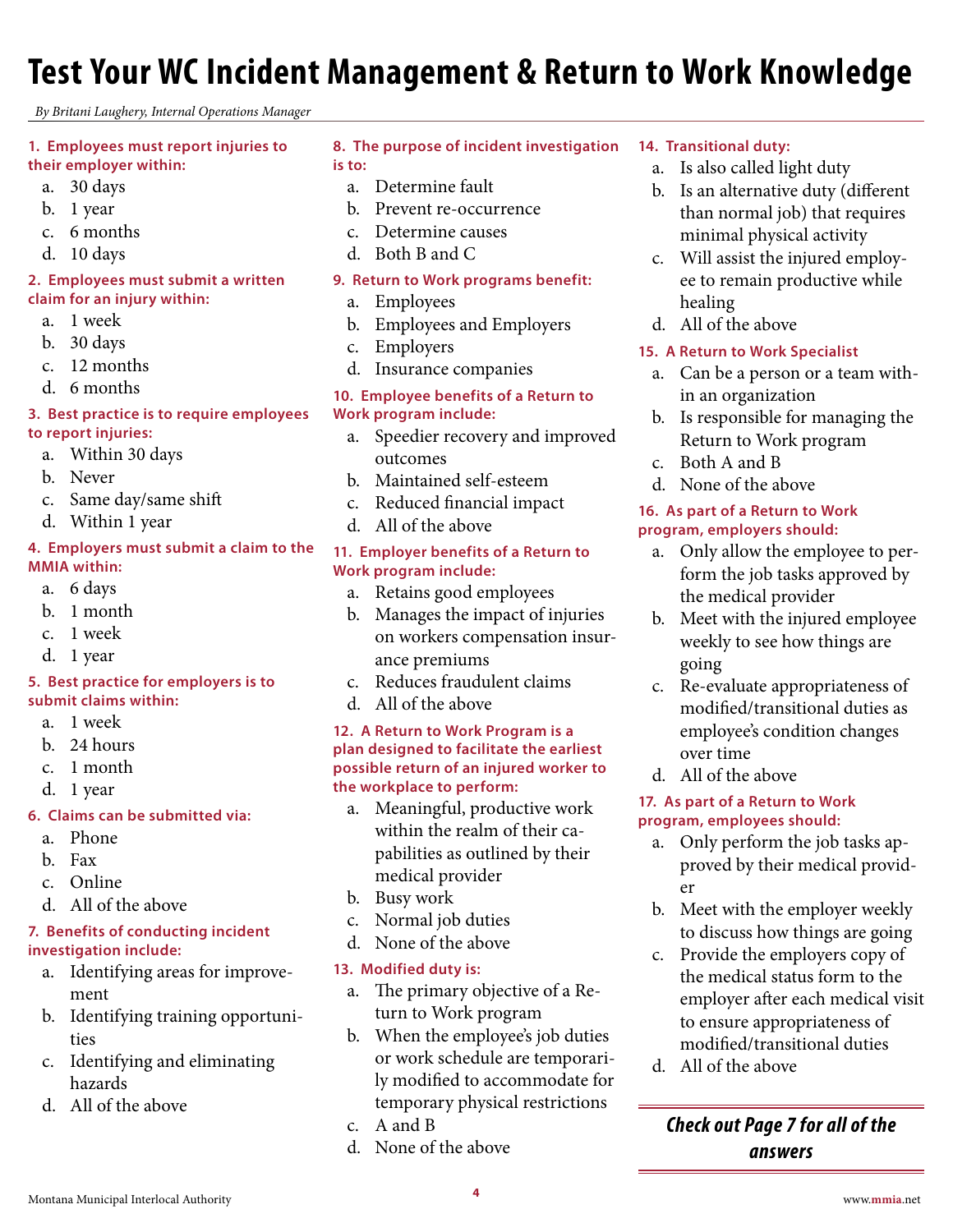# Test Your WC Incident Management & Return to Work Knowledge

*By Britani Laughery, Internal Operations Manager*

**1. Employees must report injuries to their employer within:**

a. 30 days
b. 1 year
c. 6 months
d. 10 days

**2. Employees must submit a written claim for an injury within:**

a. 1 week
b. 30 days
c. 12 months
d. 6 months

**3. Best practice is to require employees to report injuries:**

a. Within 30 days
b. Never
c. Same day/same shift
d. Within 1 year

**4. Employers must submit a claim to the MMIA within:**

a. 6 days
b. 1 month
c. 1 week
d. 1 year

**5. Best practice for employers is to submit claims within:**

a. 1 week
b. 24 hours
c. 1 month
d. 1 year

**6. Claims can be submitted via:**

a. Phone
b. Fax
c. Online
d. All of the above

**7. Benefits of conducting incident investigation include:**

a. Identifying areas for improvement
b. Identifying training opportunities
c. Identifying and eliminating hazards
d. All of the above

**8. The purpose of incident investigation is to:**

a. Determine fault
b. Prevent re-occurrence
c. Determine causes
d. Both B and C

**9. Return to Work programs benefit:**

a. Employees
b. Employees and Employers
c. Employers
d. Insurance companies

**10. Employee benefits of a Return to Work program include:**

a. Speedier recovery and improved outcomes
b. Maintained self-esteem
c. Reduced financial impact
d. All of the above

**11. Employer benefits of a Return to Work program include:**

a. Retains good employees
b. Manages the impact of injuries on workers compensation insurance premiums
c. Reduces fraudulent claims
d. All of the above

**12. A Return to Work Program is a plan designed to facilitate the earliest possible return of an injured worker to the workplace to perform:**

a. Meaningful, productive work within the realm of their capabilities as outlined by their medical provider
b. Busy work
c. Normal job duties
d. None of the above

**13. Modified duty is:**

a. The primary objective of a Return to Work program
b. When the employee's job duties or work schedule are temporarily modified to accommodate for temporary physical restrictions
c. A and B
d. None of the above

**14. Transitional duty:**

a. Is also called light duty
b. Is an alternative duty (different than normal job) that requires minimal physical activity
c. Will assist the injured employee to remain productive while healing
d. All of the above

**15. A Return to Work Specialist**

a. Can be a person or a team within an organization
b. Is responsible for managing the Return to Work program
c. Both A and B
d. None of the above

**16. As part of a Return to Work program, employers should:**

a. Only allow the employee to perform the job tasks approved by the medical provider
b. Meet with the injured employee weekly to see how things are going
c. Re-evaluate appropriateness of modified/transitional duties as employee's condition changes over time
d. All of the above

**17. As part of a Return to Work program, employees should:**

a. Only perform the job tasks approved by their medical provider
b. Meet with the employer weekly to discuss how things are going
c. Provide the employers copy of the medical status form to the employer after each medical visit to ensure appropriateness of modified/transitional duties
d. All of the above

***Check out Page 7 for all of the answers***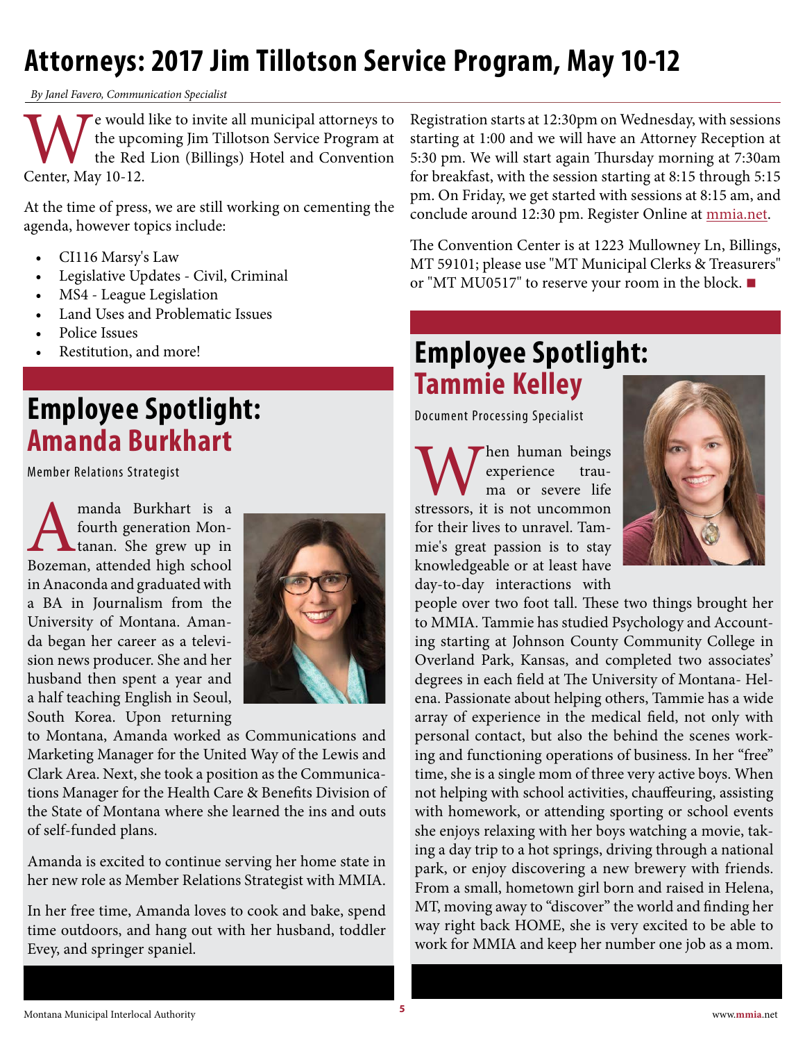# Attorneys: 2017 Jim Tillotson Service Program, May 10-12

*By Janel Favero, Communication Specialist*

We would like to invite all municipal attorneys to the upcoming Jim Tillotson Service Program at the Red Lion (Billings) Hotel and Convention Center, May 10-12.

At the time of press, we are still working on cementing the agenda, however topics include:

- CI116 Marsy's Law
- Legislative Updates - Civil, Criminal
- MS4 - League Legislation
- Land Uses and Problematic Issues
- Police Issues
- Restitution, and more!

Registration starts at 12:30pm on Wednesday, with sessions starting at 1:00 and we will have an Attorney Reception at 5:30 pm. We will start again Thursday morning at 7:30am for breakfast, with the session starting at 8:15 through 5:15 pm. On Friday, we get started with sessions at 8:15 am, and conclude around 12:30 pm. Register Online at mmia.net.

The Convention Center is at 1223 Mullowney Ln, Billings, MT 59101; please use "MT Municipal Clerks & Treasurers" or "MT MU0517" to reserve your room in the block.

## Employee Spotlight: Amanda Burkhart

Member Relations Strategist

Amanda Burkhart is a fourth generation Montanan. She grew up in Bozeman, attended high school in Anaconda and graduated with a BA in Journalism from the University of Montana. Amanda began her career as a television news producer. She and her husband then spent a year and a half teaching English in Seoul, South Korea. Upon returning to Montana, Amanda worked as Communications and Marketing Manager for the United Way of the Lewis and Clark Area. Next, she took a position as the Communications Manager for the Health Care & Benefits Division of the State of Montana where she learned the ins and outs of self-funded plans.

Amanda is excited to continue serving her home state in her new role as Member Relations Strategist with MMIA.

In her free time, Amanda loves to cook and bake, spend time outdoors, and hang out with her husband, toddler Evey, and springer spaniel.

## Employee Spotlight: Tammie Kelley

Document Processing Specialist

When human beings experience trauma or severe life stressors, it is not uncommon for their lives to unravel. Tammie's great passion is to stay knowledgeable or at least have day-to-day interactions with people over two foot tall. These two things brought her to MMIA. Tammie has studied Psychology and Accounting starting at Johnson County Community College in Overland Park, Kansas, and completed two associates' degrees in each field at The University of Montana- Helena. Passionate about helping others, Tammie has a wide array of experience in the medical field, not only with personal contact, but also the behind the scenes working and functioning operations of business. In her "free" time, she is a single mom of three very active boys. When not helping with school activities, chauffeuring, assisting with homework, or attending sporting or school events she enjoys relaxing with her boys watching a movie, taking a day trip to a hot springs, driving through a national park, or enjoy discovering a new brewery with friends. From a small, hometown girl born and raised in Helena, MT, moving away to "discover" the world and finding her way right back HOME, she is very excited to be able to work for MMIA and keep her number one job as a mom.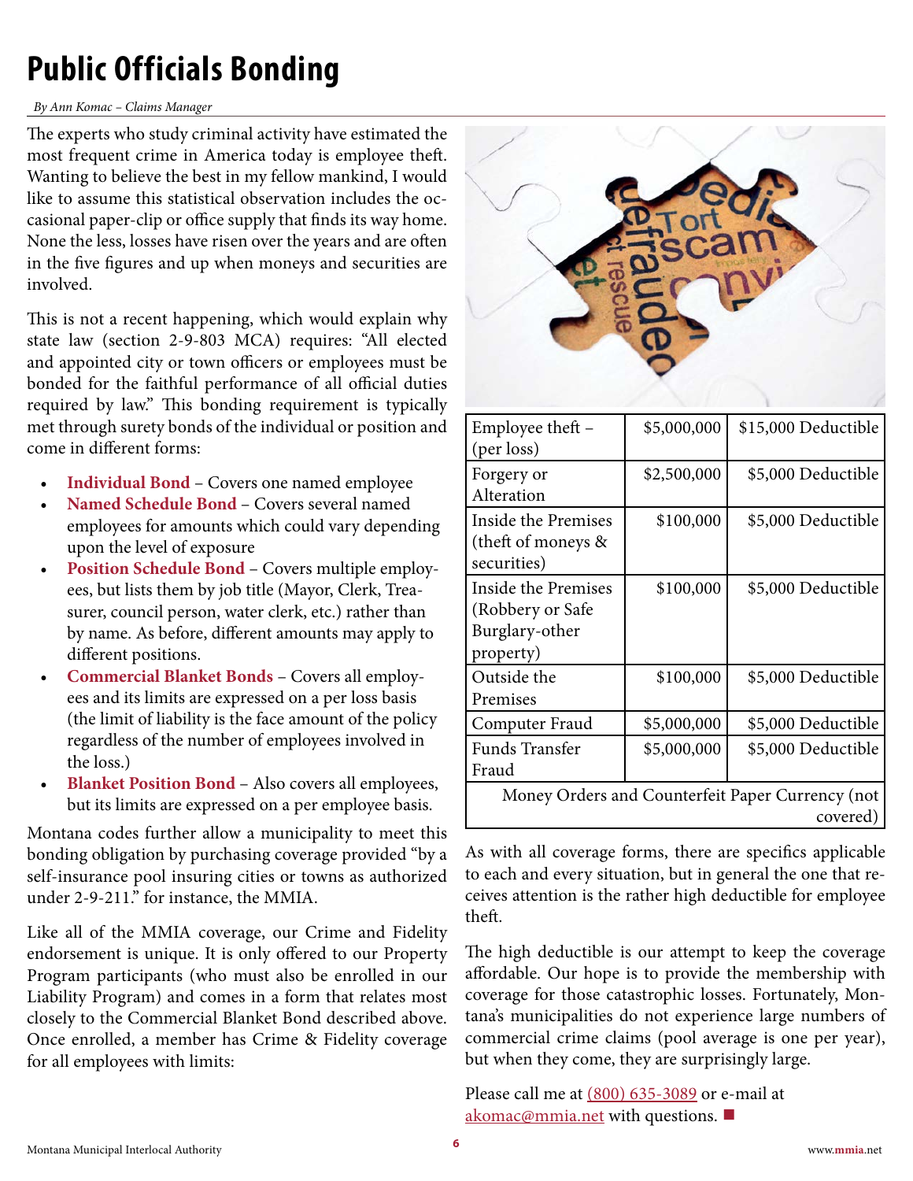# Public Officials Bonding

*By Ann Komac – Claims Manager*

The experts who study criminal activity have estimated the most frequent crime in America today is employee theft. Wanting to believe the best in my fellow mankind, I would like to assume this statistical observation includes the occasional paper-clip or office supply that finds its way home. None the less, losses have risen over the years and are often in the five figures and up when moneys and securities are involved.

This is not a recent happening, which would explain why state law (section 2-9-803 MCA) requires: "All elected and appointed city or town officers or employees must be bonded for the faithful performance of all official duties required by law." This bonding requirement is typically met through surety bonds of the individual or position and come in different forms:

- **Individual Bond** – Covers one named employee
- **Named Schedule Bond** – Covers several named employees for amounts which could vary depending upon the level of exposure
- **Position Schedule Bond** – Covers multiple employees, but lists them by job title (Mayor, Clerk, Treasurer, council person, water clerk, etc.) rather than by name. As before, different amounts may apply to different positions.
- **Commercial Blanket Bonds** – Covers all employees and its limits are expressed on a per loss basis (the limit of liability is the face amount of the policy regardless of the number of employees involved in the loss.)
- **Blanket Position Bond** – Also covers all employees, but its limits are expressed on a per employee basis.

Montana codes further allow a municipality to meet this bonding obligation by purchasing coverage provided "by a self-insurance pool insuring cities or towns as authorized under 2-9-211." for instance, the MMIA.

Like all of the MMIA coverage, our Crime and Fidelity endorsement is unique. It is only offered to our Property Program participants (who must also be enrolled in our Liability Program) and comes in a form that relates most closely to the Commercial Blanket Bond described above. Once enrolled, a member has Crime & Fidelity coverage for all employees with limits:

| Coverage | Limit | Deductible |
|---|---|---|
| Employee theft – (per loss) | $5,000,000 | $15,000 Deductible |
| Forgery or Alteration | $2,500,000 | $5,000 Deductible |
| Inside the Premises (theft of moneys & securities) | $100,000 | $5,000 Deductible |
| Inside the Premises (Robbery or Safe Burglary-other property) | $100,000 | $5,000 Deductible |
| Outside the Premises | $100,000 | $5,000 Deductible |
| Computer Fraud | $5,000,000 | $5,000 Deductible |
| Funds Transfer Fraud | $5,000,000 | $5,000 Deductible |
| Money Orders and Counterfeit Paper Currency (not covered) | | |

As with all coverage forms, there are specifics applicable to each and every situation, but in general the one that receives attention is the rather high deductible for employee theft.

The high deductible is our attempt to keep the coverage affordable. Our hope is to provide the membership with coverage for those catastrophic losses. Fortunately, Montana's municipalities do not experience large numbers of commercial crime claims (pool average is one per year), but when they come, they are surprisingly large.

Please call me at (800) 635-3089 or e-mail at akomac@mmia.net with questions. ■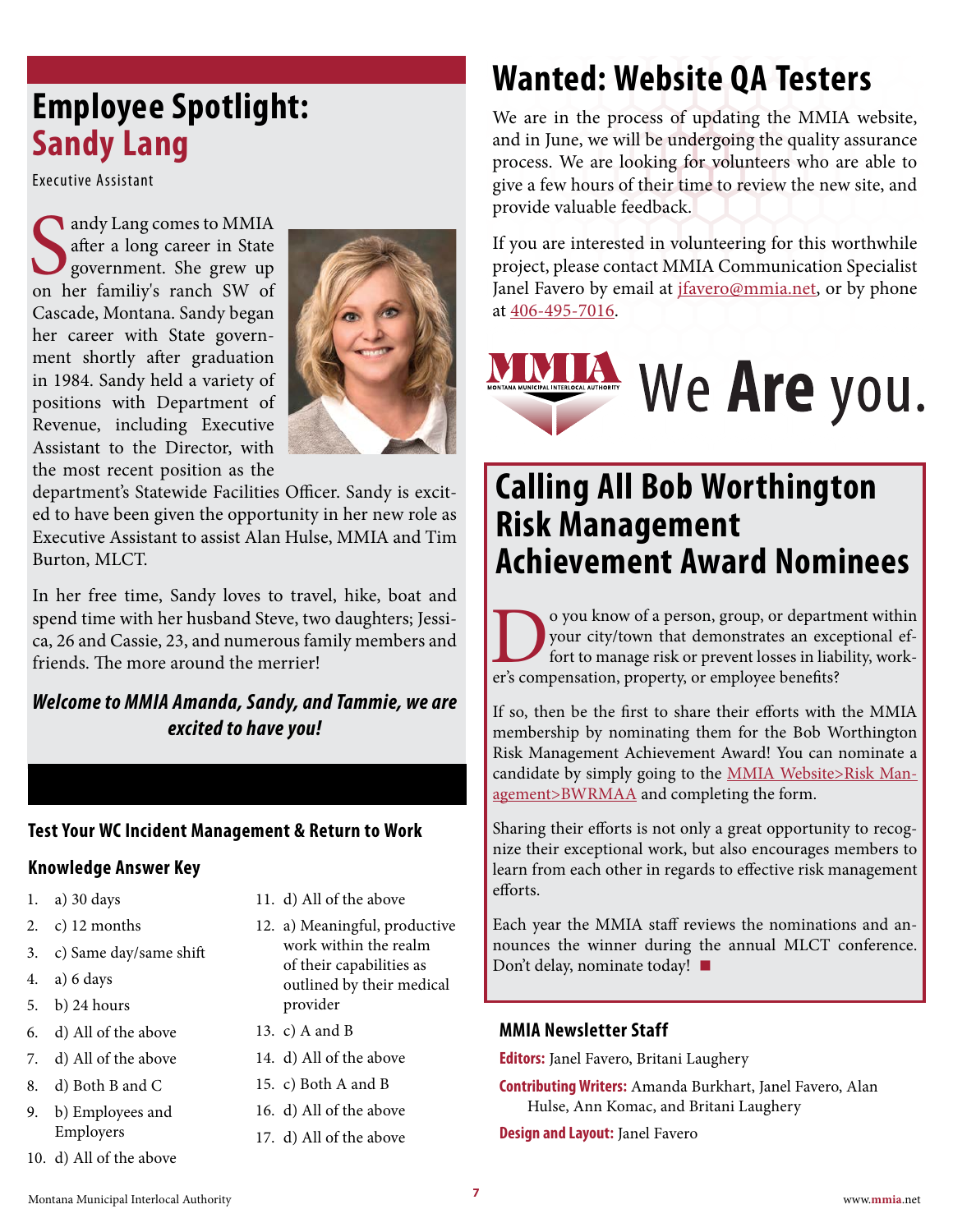# Employee Spotlight: Sandy Lang

Executive Assistant

Sandy Lang comes to MMIA after a long career in State government. She grew up on her familiy's ranch SW of Cascade, Montana. Sandy began her career with State government shortly after graduation in 1984. Sandy held a variety of positions with Department of Revenue, including Executive Assistant to the Director, with the most recent position as the department's Statewide Facilities Officer. Sandy is excited to have been given the opportunity in her new role as Executive Assistant to assist Alan Hulse, MMIA and Tim Burton, MLCT.

In her free time, Sandy loves to travel, hike, boat and spend time with her husband Steve, two daughters; Jessica, 26 and Cassie, 23, and numerous family members and friends. The more around the merrier!

***Welcome to MMIA Amanda, Sandy, and Tammie, we are excited to have you!***

### Test Your WC Incident Management & Return to Work

### Knowledge Answer Key

1. a) 30 days
2. c) 12 months
3. c) Same day/same shift
4. a) 6 days
5. b) 24 hours
6. d) All of the above
7. d) All of the above
8. d) Both B and C
9. b) Employees and Employers
10. d) All of the above
11. d) All of the above
12. a) Meaningful, productive work within the realm of their capabilities as outlined by their medical provider
13. c) A and B
14. d) All of the above
15. c) Both A and B
16. d) All of the above
17. d) All of the above

# Wanted: Website QA Testers

We are in the process of updating the MMIA website, and in June, we will be undergoing the quality assurance process. We are looking for volunteers who are able to give a few hours of their time to review the new site, and provide valuable feedback.

If you are interested in volunteering for this worthwhile project, please contact MMIA Communication Specialist Janel Favero by email at jfavero@mmia.net, or by phone at 406-495-7016.

MMIA Montana Municipal Interlocal Authority — We **Are** you.

# Calling All Bob Worthington Risk Management Achievement Award Nominees

Do you know of a person, group, or department within your city/town that demonstrates an exceptional effort to manage risk or prevent losses in liability, worker's compensation, property, or employee benefits?

If so, then be the first to share their efforts with the MMIA membership by nominating them for the Bob Worthington Risk Management Achievement Award! You can nominate a candidate by simply going to the MMIA Website>Risk Management>BWRMAA and completing the form.

Sharing their efforts is not only a great opportunity to recognize their exceptional work, but also encourages members to learn from each other in regards to effective risk management efforts.

Each year the MMIA staff reviews the nominations and announces the winner during the annual MLCT conference. Don't delay, nominate today! ■

### MMIA Newsletter Staff

**Editors:** Janel Favero, Britani Laughery

**Contributing Writers:** Amanda Burkhart, Janel Favero, Alan Hulse, Ann Komac, and Britani Laughery

**Design and Layout:** Janel Favero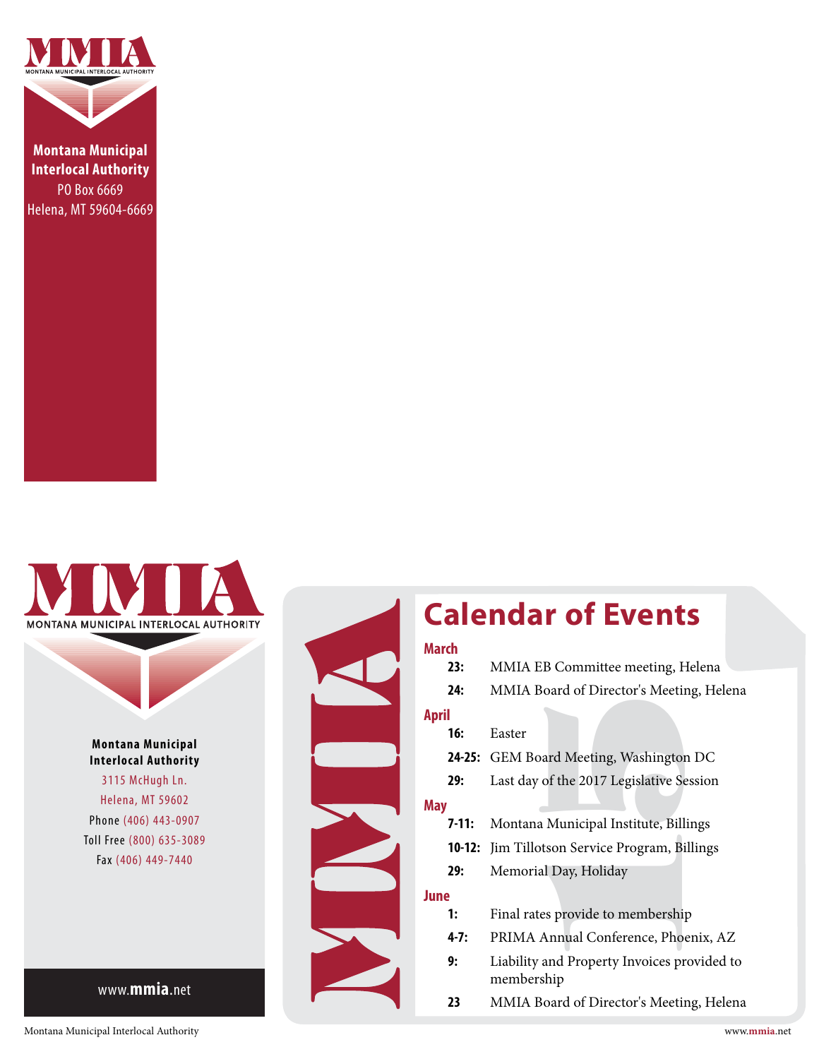MMIA

MONTANA MUNICIPAL INTERLOCAL AUTHORITY

**Montana Municipal Interlocal Authority**
PO Box 6669
Helena, MT 59604-6669

MMIA

MONTANA MUNICIPAL INTERLOCAL AUTHORITY

**Montana Municipal Interlocal Authority**
3115 McHugh Ln.
Helena, MT 59602
Phone (406) 443-0907
Toll Free (800) 635-3089
Fax (406) 449-7440

www.**mmia**.net

# Calendar of Events

**March**

- **23:** MMIA EB Committee meeting, Helena
- **24:** MMIA Board of Director's Meeting, Helena

**April**

- **16:** Easter
- **24-25:** GEM Board Meeting, Washington DC
- **29:** Last day of the 2017 Legislative Session

**May**

- **7-11:** Montana Municipal Institute, Billings
- **10-12:** Jim Tillotson Service Program, Billings
- **29:** Memorial Day, Holiday

**June**

- **1:** Final rates provide to membership
- **4-7:** PRIMA Annual Conference, Phoenix, AZ
- **9:** Liability and Property Invoices provided to membership
- **23** MMIA Board of Director's Meeting, Helena